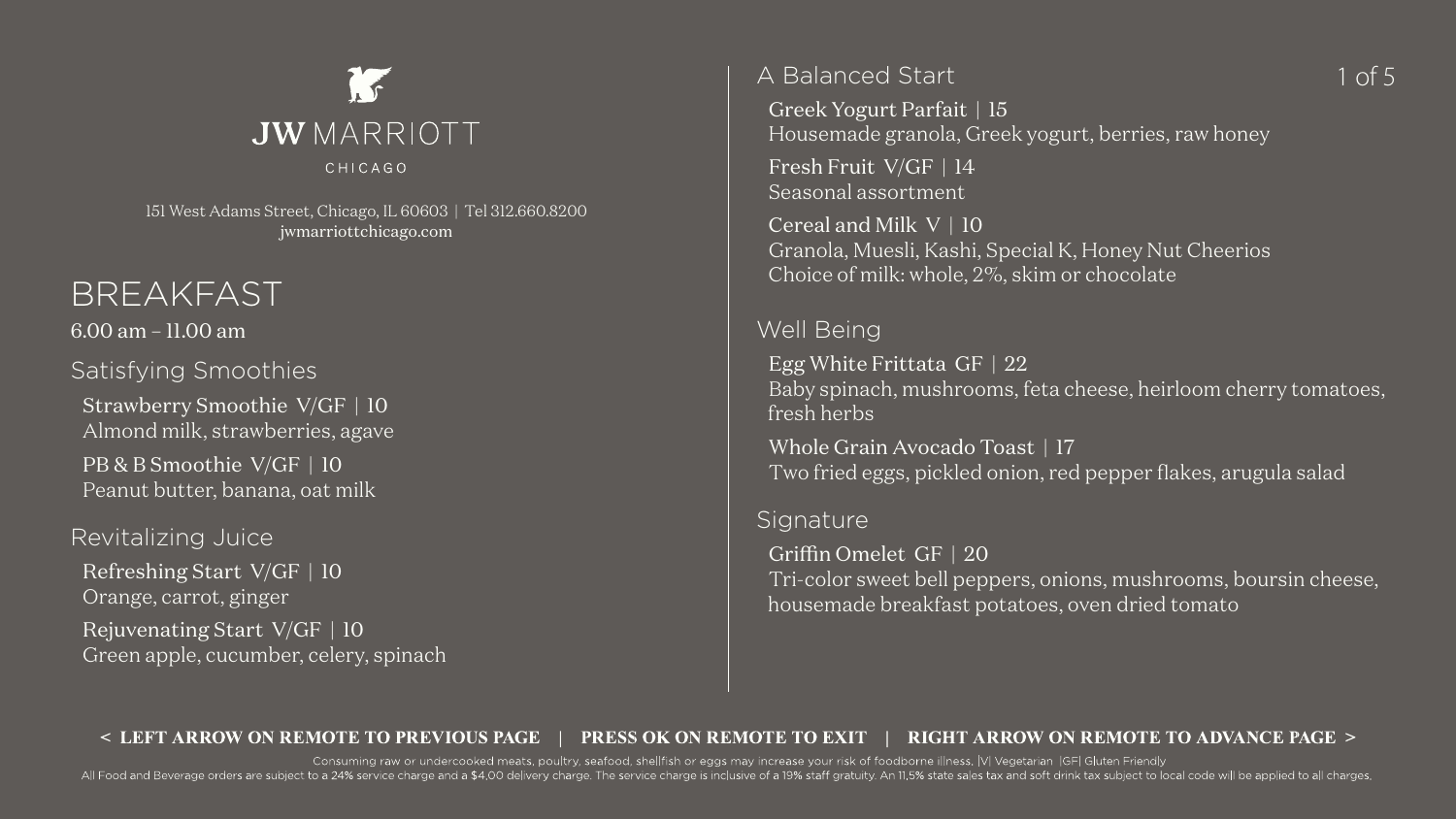# JW MARRIOTT

CHICAGO

151 West Adams Street, Chicago, IL 60603 | Tel 312.660.8200
jwmarriottchicago.com

## BREAKFAST

6.00 am – 11.00 am

### Satisfying Smoothies

**Strawberry Smoothie V/GF | 10**
Almond milk, strawberries, agave

**PB & B Smoothie V/GF | 10**
Peanut butter, banana, oat milk

### Revitalizing Juice

**Refreshing Start V/GF | 10**
Orange, carrot, ginger

**Rejuvenating Start V/GF | 10**
Green apple, cucumber, celery, spinach

### A Balanced Start

**Greek Yogurt Parfait | 15**
Housemade granola, Greek yogurt, berries, raw honey

**Fresh Fruit V/GF | 14**
Seasonal assortment

**Cereal and Milk V | 10**
Granola, Muesli, Kashi, Special K, Honey Nut Cheerios
Choice of milk: whole, 2%, skim or chocolate

### Well Being

**Egg White Frittata GF | 22**
Baby spinach, mushrooms, feta cheese, heirloom cherry tomatoes, fresh herbs

**Whole Grain Avocado Toast | 17**
Two fried eggs, pickled onion, red pepper flakes, arugula salad

### Signature

**Griffin Omelet GF | 20**
Tri-color sweet bell peppers, onions, mushrooms, boursin cheese, housemade breakfast potatoes, oven dried tomato

< LEFT ARROW ON REMOTE TO PREVIOUS PAGE | PRESS OK ON REMOTE TO EXIT | RIGHT ARROW ON REMOTE TO ADVANCE PAGE >

Consuming raw or undercooked meats, poultry, seafood, shellfish or eggs may increase your risk of foodborne illness. |V| Vegetarian |GF| Gluten Friendly

All Food and Beverage orders are subject to a 24% service charge and a $4.00 delivery charge. The service charge is inclusive of a 19% staff gratuity. An 11.5% state sales tax and soft drink tax subject to local code will be applied to all charges.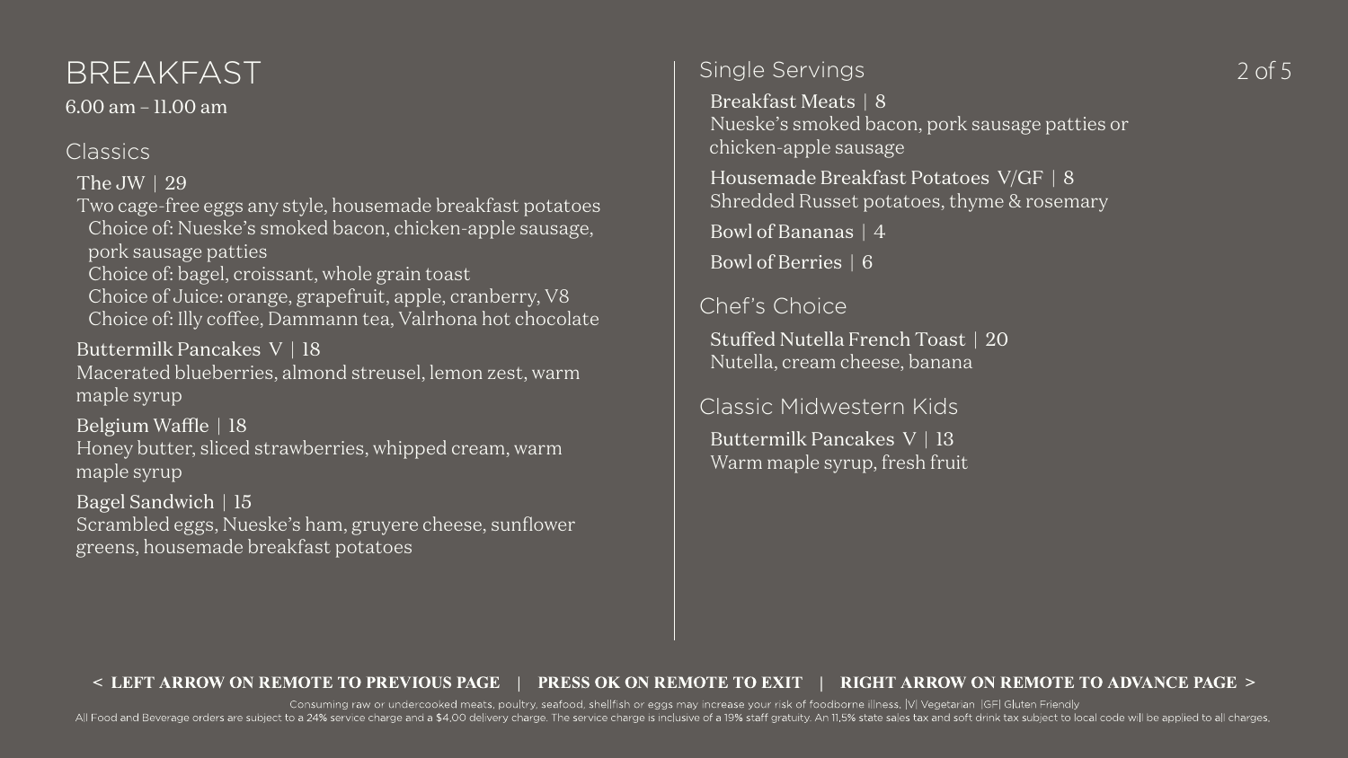# BREAKFAST

6.00 am – 11.00 am

## Classics

**The JW | 29**
Two cage-free eggs any style, housemade breakfast potatoes
Choice of: Nueske's smoked bacon, chicken-apple sausage, pork sausage patties
Choice of: bagel, croissant, whole grain toast
Choice of Juice: orange, grapefruit, apple, cranberry, V8
Choice of: Illy coffee, Dammann tea, Valrhona hot chocolate

**Buttermilk Pancakes V | 18**
Macerated blueberries, almond streusel, lemon zest, warm maple syrup

**Belgium Waffle | 18**
Honey butter, sliced strawberries, whipped cream, warm maple syrup

**Bagel Sandwich | 15**
Scrambled eggs, Nueske's ham, gruyere cheese, sunflower greens, housemade breakfast potatoes

## Single Servings

**Breakfast Meats | 8**
Nueske's smoked bacon, pork sausage patties or chicken-apple sausage

**Housemade Breakfast Potatoes V/GF | 8**
Shredded Russet potatoes, thyme & rosemary

**Bowl of Bananas | 4**

**Bowl of Berries | 6**

## Chef's Choice

**Stuffed Nutella French Toast | 20**
Nutella, cream cheese, banana

## Classic Midwestern Kids

**Buttermilk Pancakes V | 13**
Warm maple syrup, fresh fruit

< LEFT ARROW ON REMOTE TO PREVIOUS PAGE | PRESS OK ON REMOTE TO EXIT | RIGHT ARROW ON REMOTE TO ADVANCE PAGE >

Consuming raw or undercooked meats, poultry, seafood, shellfish or eggs may increase your risk of foodborne illness. |V| Vegetarian |GF| Gluten Friendly

All Food and Beverage orders are subject to a 24% service charge and a $4.00 delivery charge. The service charge is inclusive of a 19% staff gratuity. An 11.5% state sales tax and soft drink tax subject to local code will be applied to all charges.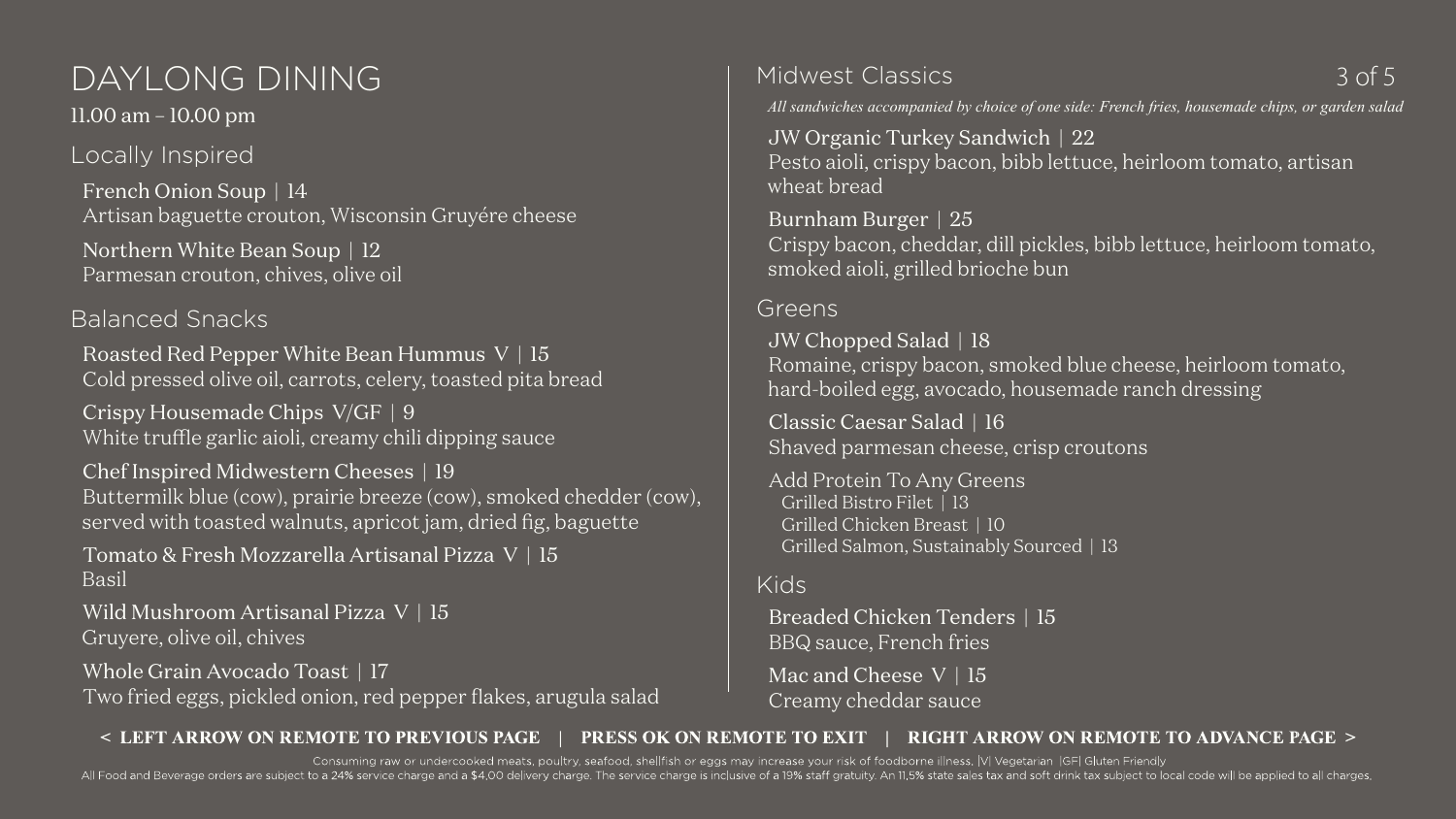# DAYLONG DINING

11.00 am – 10.00 pm

## Locally Inspired

French Onion Soup | 14
Artisan baguette crouton, Wisconsin Gruyére cheese

Northern White Bean Soup | 12
Parmesan crouton, chives, olive oil

## Balanced Snacks

Roasted Red Pepper White Bean Hummus V | 15
Cold pressed olive oil, carrots, celery, toasted pita bread

Crispy Housemade Chips V/GF | 9
White truffle garlic aioli, creamy chili dipping sauce

Chef Inspired Midwestern Cheeses | 19
Buttermilk blue (cow), prairie breeze (cow), smoked chedder (cow), served with toasted walnuts, apricot jam, dried fig, baguette

Tomato & Fresh Mozzarella Artisanal Pizza V | 15
Basil

Wild Mushroom Artisanal Pizza V | 15
Gruyere, olive oil, chives

Whole Grain Avocado Toast | 17
Two fried eggs, pickled onion, red pepper flakes, arugula salad

## Midwest Classics

*All sandwiches accompanied by choice of one side: French fries, housemade chips, or garden salad*

JW Organic Turkey Sandwich | 22
Pesto aioli, crispy bacon, bibb lettuce, heirloom tomato, artisan wheat bread

Burnham Burger | 25
Crispy bacon, cheddar, dill pickles, bibb lettuce, heirloom tomato, smoked aioli, grilled brioche bun

## Greens

JW Chopped Salad | 18
Romaine, crispy bacon, smoked blue cheese, heirloom tomato, hard-boiled egg, avocado, housemade ranch dressing

Classic Caesar Salad | 16
Shaved parmesan cheese, crisp croutons

Add Protein To Any Greens
- Grilled Bistro Filet | 13
- Grilled Chicken Breast | 10
- Grilled Salmon, Sustainably Sourced | 13

## Kids

Breaded Chicken Tenders | 15
BBQ sauce, French fries

Mac and Cheese V | 15
Creamy cheddar sauce

**< LEFT ARROW ON REMOTE TO PREVIOUS PAGE | PRESS OK ON REMOTE TO EXIT | RIGHT ARROW ON REMOTE TO ADVANCE PAGE >**

Consuming raw or undercooked meats, poultry, seafood, shellfish or eggs may increase your risk of foodborne illness. |V| Vegetarian |GF| Gluten Friendly

All Food and Beverage orders are subject to a 24% service charge and a $4.00 delivery charge. The service charge is inclusive of a 19% staff gratuity. An 11.5% state sales tax and soft drink tax subject to local code will be applied to all charges.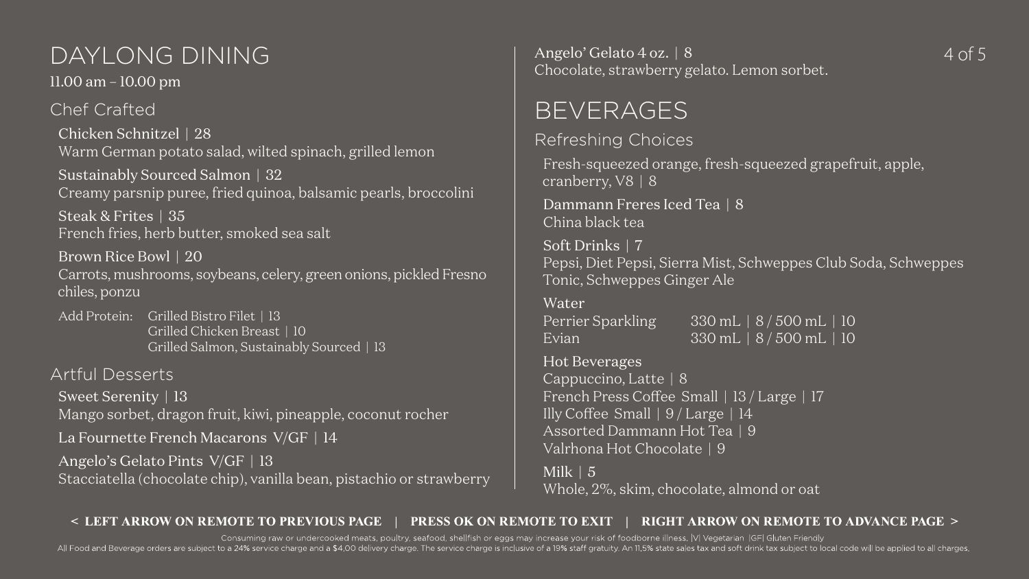# DAYLONG DINING

11.00 am – 10.00 pm

## Chef Crafted

Chicken Schnitzel | 28
Warm German potato salad, wilted spinach, grilled lemon

Sustainably Sourced Salmon | 32
Creamy parsnip puree, fried quinoa, balsamic pearls, broccolini

Steak & Frites | 35
French fries, herb butter, smoked sea salt

Brown Rice Bowl | 20
Carrots, mushrooms, soybeans, celery, green onions, pickled Fresno chiles, ponzu

Add Protein:
- Grilled Bistro Filet | 13
- Grilled Chicken Breast | 10
- Grilled Salmon, Sustainably Sourced | 13

## Artful Desserts

Sweet Serenity | 13
Mango sorbet, dragon fruit, kiwi, pineapple, coconut rocher

La Fournette French Macarons V/GF | 14

Angelo's Gelato Pints V/GF | 13
Stacciatella (chocolate chip), vanilla bean, pistachio or strawberry

Angelo' Gelato 4 oz. | 8
Chocolate, strawberry gelato. Lemon sorbet.

# BEVERAGES

## Refreshing Choices

Fresh-squeezed orange, fresh-squeezed grapefruit, apple, cranberry, V8 | 8

Dammann Freres Iced Tea | 8
China black tea

Soft Drinks | 7
Pepsi, Diet Pepsi, Sierra Mist, Schweppes Club Soda, Schweppes Tonic, Schweppes Ginger Ale

Water

| | |
|---|---|
| Perrier Sparkling | 330 mL \| 8 / 500 mL \| 10 |
| Evian | 330 mL \| 8 / 500 mL \| 10 |

Hot Beverages
Cappuccino, Latte | 8
French Press Coffee Small | 13 / Large | 17
Illy Coffee Small | 9 / Large | 14
Assorted Dammann Hot Tea | 9
Valrhona Hot Chocolate | 9

Milk | 5
Whole, 2%, skim, chocolate, almond or oat

**< LEFT ARROW ON REMOTE TO PREVIOUS PAGE | PRESS OK ON REMOTE TO EXIT | RIGHT ARROW ON REMOTE TO ADVANCE PAGE >**

Consuming raw or undercooked meats, poultry, seafood, shellfish or eggs may increase your risk of foodborne illness. |V| Vegetarian |GF| Gluten Friendly

All Food and Beverage orders are subject to a 24% service charge and a $4.00 delivery charge. The service charge is inclusive of a 19% staff gratuity. An 11.5% state sales tax and soft drink tax subject to local code will be applied to all charges.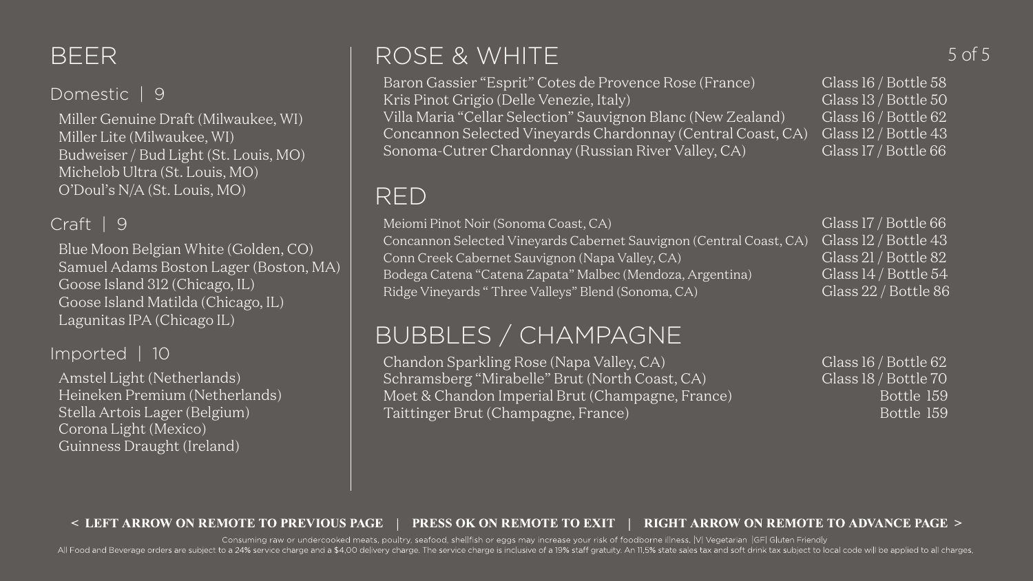# BEER

## Domestic | 9

Miller Genuine Draft (Milwaukee, WI)
Miller Lite (Milwaukee, WI)
Budweiser / Bud Light (St. Louis, MO)
Michelob Ultra (St. Louis, MO)
O'Doul's N/A (St. Louis, MO)

## Craft | 9

Blue Moon Belgian White (Golden, CO)
Samuel Adams Boston Lager (Boston, MA)
Goose Island 312 (Chicago, IL)
Goose Island Matilda (Chicago, IL)
Lagunitas IPA (Chicago IL)

## Imported | 10

Amstel Light (Netherlands)
Heineken Premium (Netherlands)
Stella Artois Lager (Belgium)
Corona Light (Mexico)
Guinness Draught (Ireland)

# ROSE & WHITE

| | |
|---|---|
| Baron Gassier "Esprit" Cotes de Provence Rose (France) | Glass 16 / Bottle 58 |
| Kris Pinot Grigio (Delle Venezie, Italy) | Glass 13 / Bottle 50 |
| Villa Maria "Cellar Selection" Sauvignon Blanc (New Zealand) | Glass 16 / Bottle 62 |
| Concannon Selected Vineyards Chardonnay (Central Coast, CA) | Glass 12 / Bottle 43 |
| Sonoma-Cutrer Chardonnay (Russian River Valley, CA) | Glass 17 / Bottle 66 |

# RED

| | |
|---|---|
| Meiomi Pinot Noir (Sonoma Coast, CA) | Glass 17 / Bottle 66 |
| Concannon Selected Vineyards Cabernet Sauvignon (Central Coast, CA) | Glass 12 / Bottle 43 |
| Conn Creek Cabernet Sauvignon (Napa Valley, CA) | Glass 21 / Bottle 82 |
| Bodega Catena "Catena Zapata" Malbec (Mendoza, Argentina) | Glass 14 / Bottle 54 |
| Ridge Vineyards " Three Valleys" Blend (Sonoma, CA) | Glass 22 / Bottle 86 |

# BUBBLES / CHAMPAGNE

| | |
|---|---|
| Chandon Sparkling Rose (Napa Valley, CA) | Glass 16 / Bottle 62 |
| Schramsberg "Mirabelle" Brut (North Coast, CA) | Glass 18 / Bottle 70 |
| Moet & Chandon Imperial Brut (Champagne, France) | Bottle 159 |
| Taittinger Brut (Champagne, France) | Bottle 159 |

**< LEFT ARROW ON REMOTE TO PREVIOUS PAGE | PRESS OK ON REMOTE TO EXIT | RIGHT ARROW ON REMOTE TO ADVANCE PAGE >**

Consuming raw or undercooked meats, poultry, seafood, shellfish or eggs may increase your risk of foodborne illness. |V| Vegetarian |GF| Gluten Friendly

All Food and Beverage orders are subject to a 24% service charge and a $4.00 delivery charge. The service charge is inclusive of a 19% staff gratuity. An 11.5% state sales tax and soft drink tax subject to local code will be applied to all charges.